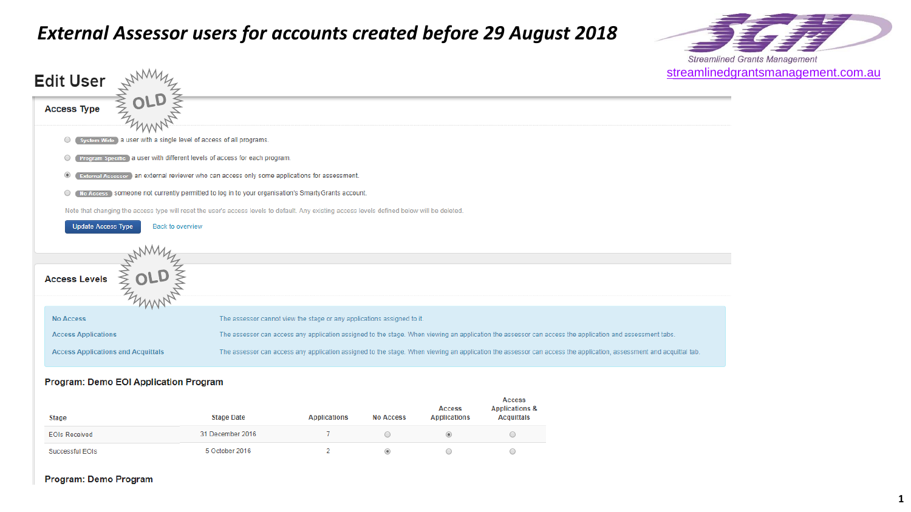# External Assessor users for accounts created before 29 August 2018

Streamlined Grants Management
streamlinedgrantsmanagement.com.au

## Edit User

OLD

### Access Type

- System Wide a user with a single level of access of all programs.
- Program Specific a user with different levels of access for each program.
- (selected) External Assessor an external reviewer who can access only some applications for assessment.
- No Access someone not currently permitted to log in to your organisation's SmartyGrants account.

Note that changing the access type will reset the user's access levels to default. Any existing access levels defined below will be deleted.

Update Access Type    Back to overview

### Access Levels

OLD

| | |
|---|---|
| No Access | The assessor cannot view the stage or any applications assigned to it. |
| Access Applications | The assessor can access any application assigned to the stage. When viewing an application the assessor can access the application and assessment tabs. |
| Access Applications and Acquittals | The assessor can access any application assigned to the stage. When viewing an application the assessor can access the application, assessment and acquittal tab. |

#### Program: Demo EOI Application Program

| Stage | Stage Date | Applications | No Access | Access Applications | Access Applications & Acquittals |
|---|---|---|---|---|---|
| EOIs Received | 31 December 2016 | 7 | ○ | ● | ○ |
| Successful EOIs | 5 October 2016 | 2 | ● | ○ | ○ |

#### Program: Demo Program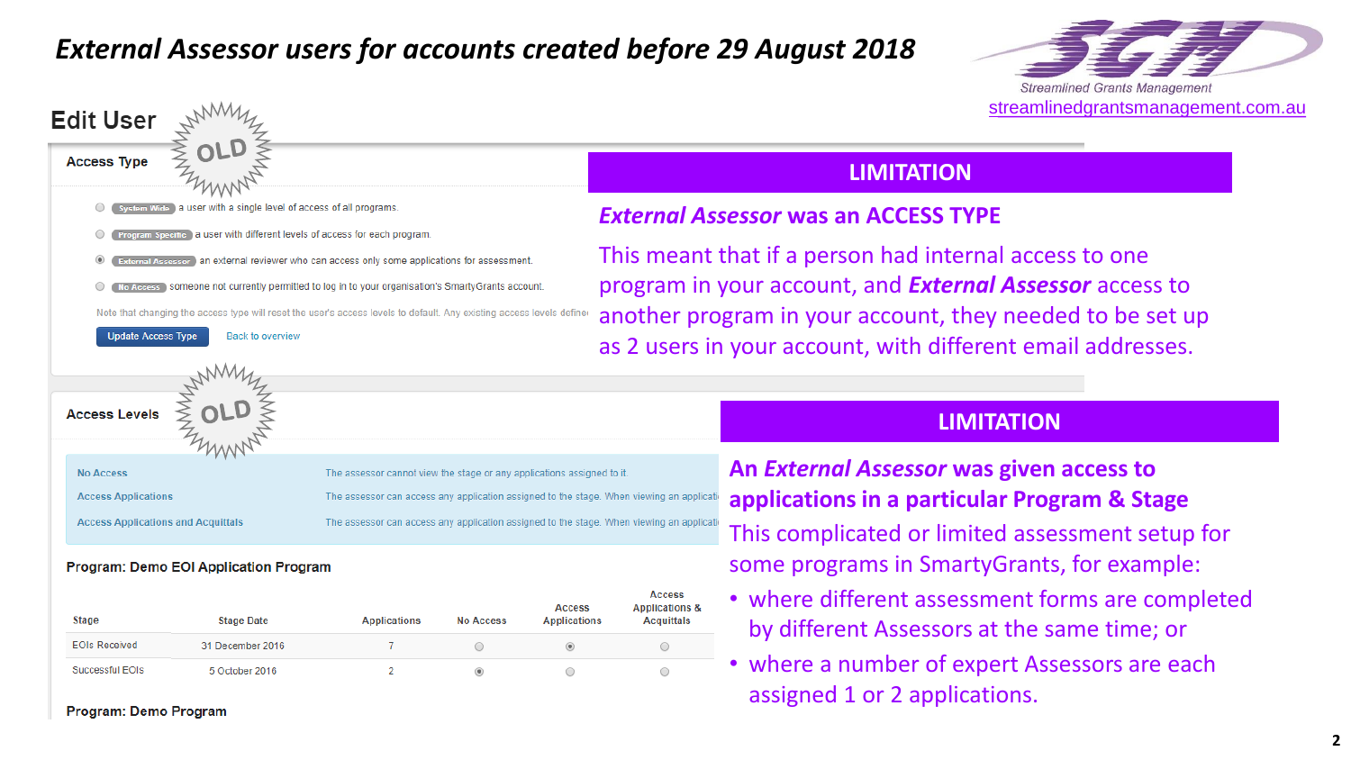# *External Assessor users for accounts created before 29 August 2018*

Streamlined Grants Management
streamlinedgrantsmanagement.com.au

## Edit User

OLD

### Access Type

- System Wide a user with a single level of access of all programs.
- Program Specific a user with different levels of access for each program.
- External Assessor an external reviewer who can access only some applications for assessment.
- No Access someone not currently permitted to log in to your organisation's SmartyGrants account.

Note that changing the access type will reset the user's access levels to default. Any existing access levels define

Update Access Type   Back to overview

## LIMITATION

### *External Assessor* was an ACCESS TYPE

This meant that if a person had internal access to one program in your account, and ***External Assessor*** access to another program in your account, they needed to be set up as 2 users in your account, with different email addresses.

OLD

### Access Levels

| | |
|---|---|
| No Access | The assessor cannot view the stage or any applications assigned to it. |
| Access Applications | The assessor can access any application assigned to the stage. When viewing an applicati |
| Access Applications and Acquittals | The assessor can access any application assigned to the stage. When viewing an applicati |

**Program: Demo EOI Application Program**

| Stage | Stage Date | Applications | No Access | Access Applications | Access Applications & Acquittals |
|---|---|---|---|---|---|
| EOIs Received | 31 December 2016 | 7 | ○ | ◉ | ○ |
| Successful EOIs | 5 October 2016 | 2 | ◉ | ○ | ○ |

**Program: Demo Program**

## LIMITATION

### An *External Assessor* was given access to applications in a particular Program & Stage

This complicated or limited assessment setup for some programs in SmartyGrants, for example:

- where different assessment forms are completed by different Assessors at the same time; or
- where a number of expert Assessors are each assigned 1 or 2 applications.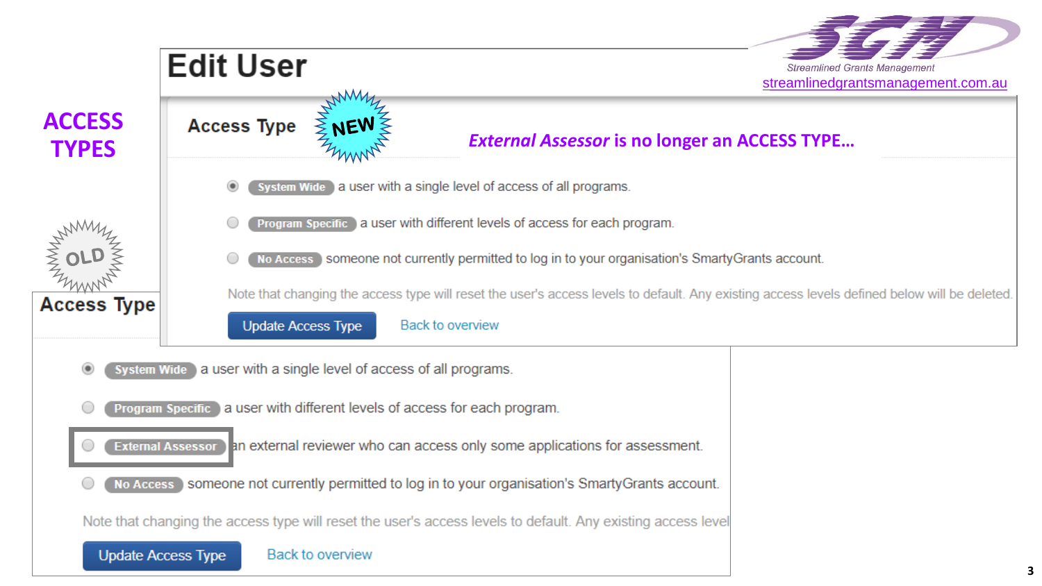# ACCESS TYPES

Streamlined Grants Management
streamlinedgrantsmanagement.com.au

## Edit User

### Access Type (NEW)

***External Assessor*** **is no longer an ACCESS TYPE…**

- **System Wide** a user with a single level of access of all programs.
- **Program Specific** a user with different levels of access for each program.
- **No Access** someone not currently permitted to log in to your organisation's SmartyGrants account.

Note that changing the access type will reset the user's access levels to default. Any existing access levels defined below will be deleted.

Update Access Type | Back to overview

### Access Type (OLD)

- **System Wide** a user with a single level of access of all programs.
- **Program Specific** a user with different levels of access for each program.
- **External Assessor** an external reviewer who can access only some applications for assessment.
- **No Access** someone not currently permitted to log in to your organisation's SmartyGrants account.

Note that changing the access type will reset the user's access levels to default. Any existing access level

Update Access Type | Back to overview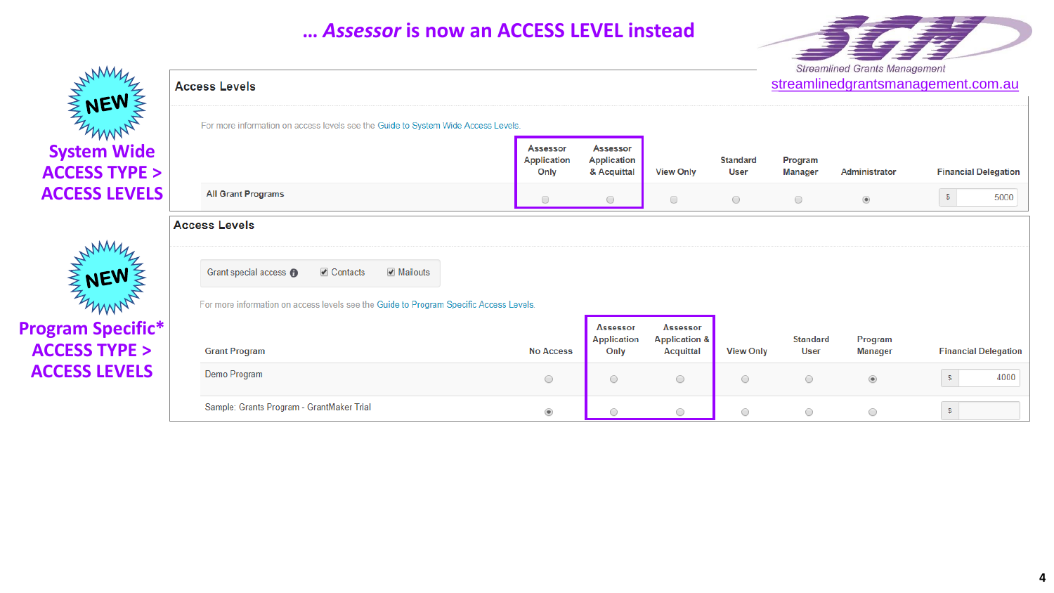# … *Assessor* is now an ACCESS LEVEL instead

Streamlined Grants Management
streamlinedgrantsmanagement.com.au

NEW

**System Wide ACCESS TYPE > ACCESS LEVELS**

## Access Levels

For more information on access levels see the Guide to System Wide Access Levels.

| | Assessor Application Only | Assessor Application & Acquittal | View Only | Standard User | Program Manager | Administrator | Financial Delegation |
|---|---|---|---|---|---|---|---|
| All Grant Programs | ○ | ○ | ○ | ○ | ○ | ◉ | $ 5000 |

NEW

**Program Specific* ACCESS TYPE > ACCESS LEVELS**

## Access Levels

Grant special access ☑ Contacts ☑ Mailouts

For more information on access levels see the Guide to Program Specific Access Levels.

| Grant Program | No Access | Assessor Application Only | Assessor Application & Acquittal | View Only | Standard User | Program Manager | Financial Delegation |
|---|---|---|---|---|---|---|---|
| Demo Program | ○ | ○ | ○ | ○ | ○ | ◉ | $ 4000 |
| Sample: Grants Program - GrantMaker Trial | ◉ | ○ | ○ | ○ | ○ | ○ | $ |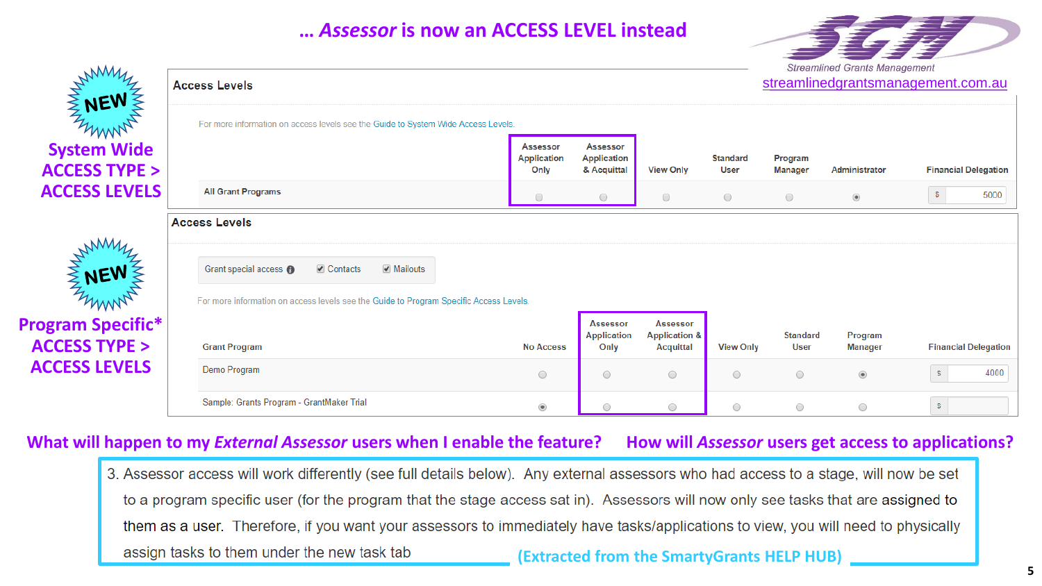# … *Assessor* is now an ACCESS LEVEL instead

Streamlined Grants Management
streamlinedgrantsmanagement.com.au

**NEW**

**System Wide ACCESS TYPE > ACCESS LEVELS**

## Access Levels

For more information on access levels see the Guide to System Wide Access Levels.

| | Assessor Application Only | Assessor Application & Acquittal | View Only | Standard User | Program Manager | Administrator | Financial Delegation |
|---|---|---|---|---|---|---|---|
| All Grant Programs | ○ | ○ | ○ | ○ | ○ | ◉ | $ 5000 |

**NEW**

**Program Specific* ACCESS TYPE > ACCESS LEVELS**

## Access Levels

Grant special access ☑ Contacts ☑ Mailouts

For more information on access levels see the Guide to Program Specific Access Levels.

| Grant Program | No Access | Assessor Application Only | Assessor Application & Acquittal | View Only | Standard User | Program Manager | Financial Delegation |
|---|---|---|---|---|---|---|---|
| Demo Program | ○ | ○ | ○ | ○ | ○ | ◉ | $ 4000 |
| Sample: Grants Program - GrantMaker Trial | ◉ | ○ | ○ | ○ | ○ | ○ | $ |

**What will happen to my *External Assessor* users when I enable the feature? How will *Assessor* users get access to applications?**

3. Assessor access will work differently (see full details below). Any external assessors who had access to a stage, will now be set to a program specific user (for the program that the stage access sat in). Assessors will now only see tasks that are assigned to them as a user. Therefore, if you want your assessors to immediately have tasks/applications to view, you will need to physically assign tasks to them under the new task tab

(Extracted from the SmartyGrants HELP HUB)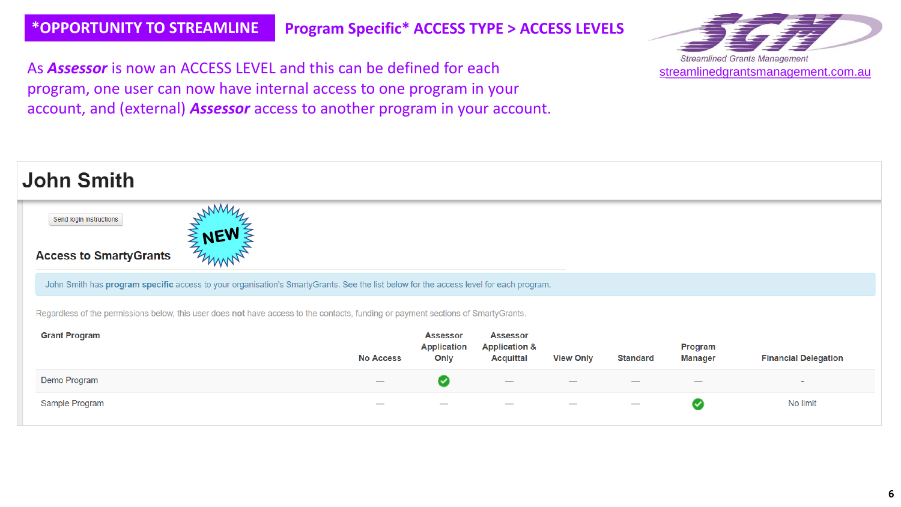**\*OPPORTUNITY TO STREAMLINE** 

## Program Specific* ACCESS TYPE > ACCESS LEVELS

Streamlined Grants Management
streamlinedgrantsmanagement.com.au

As ***Assessor*** is now an ACCESS LEVEL and this can be defined for each program, one user can now have internal access to one program in your account, and (external) ***Assessor*** access to another program in your account.

# John Smith

Send login instructions

NEW

### Access to SmartyGrants

John Smith has **program specific** access to your organisation's SmartyGrants. See the list below for the access level for each program.

Regardless of the permissions below, this user does **not** have access to the contacts, funding or payment sections of SmartyGrants.

| Grant Program | No Access | Assessor Application Only | Assessor Application & Acquittal | View Only | Standard | Program Manager | Financial Delegation |
|---|---|---|---|---|---|---|---|
| Demo Program | — | ✔ | — | — | — | — | - |
| Sample Program | — | — | — | — | — | ✔ | No limit |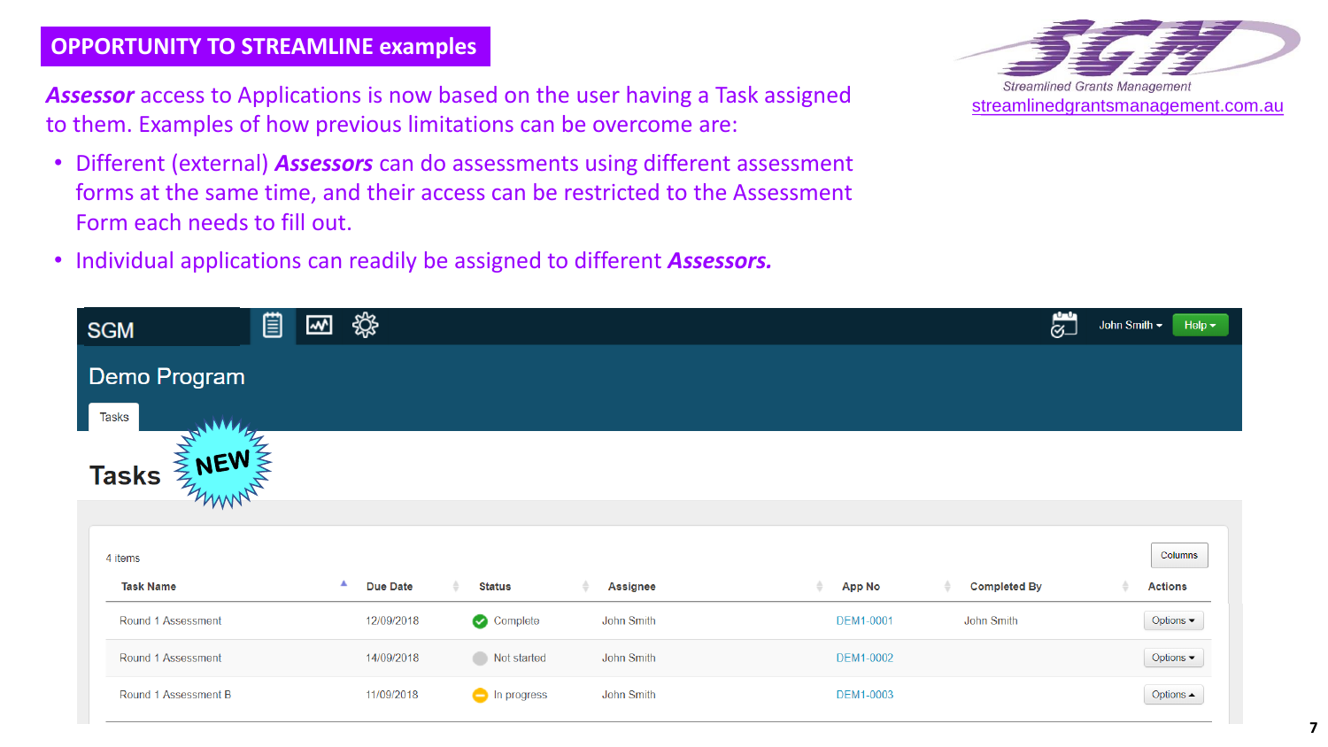# OPPORTUNITY TO STREAMLINE examples

*Streamlined Grants Management*
streamlinedgrantsmanagement.com.au

***Assessor*** access to Applications is now based on the user having a Task assigned to them. Examples of how previous limitations can be overcome are:

- Different (external) ***Assessors*** can do assessments using different assessment forms at the same time, and their access can be restricted to the Assessment Form each needs to fill out.
- Individual applications can readily be assigned to different ***Assessors.***

SGM

John Smith Help

Demo Program

Tasks

## Tasks

NEW

4 items

Columns

| Task Name | Due Date | Status | Assignee | App No | Completed By | Actions |
|---|---|---|---|---|---|---|
| Round 1 Assessment | 12/09/2018 | Complete | John Smith | DEM1-0001 | John Smith | Options |
| Round 1 Assessment | 14/09/2018 | Not started | John Smith | DEM1-0002 | | Options |
| Round 1 Assessment B | 11/09/2018 | In progress | John Smith | DEM1-0003 | | Options |